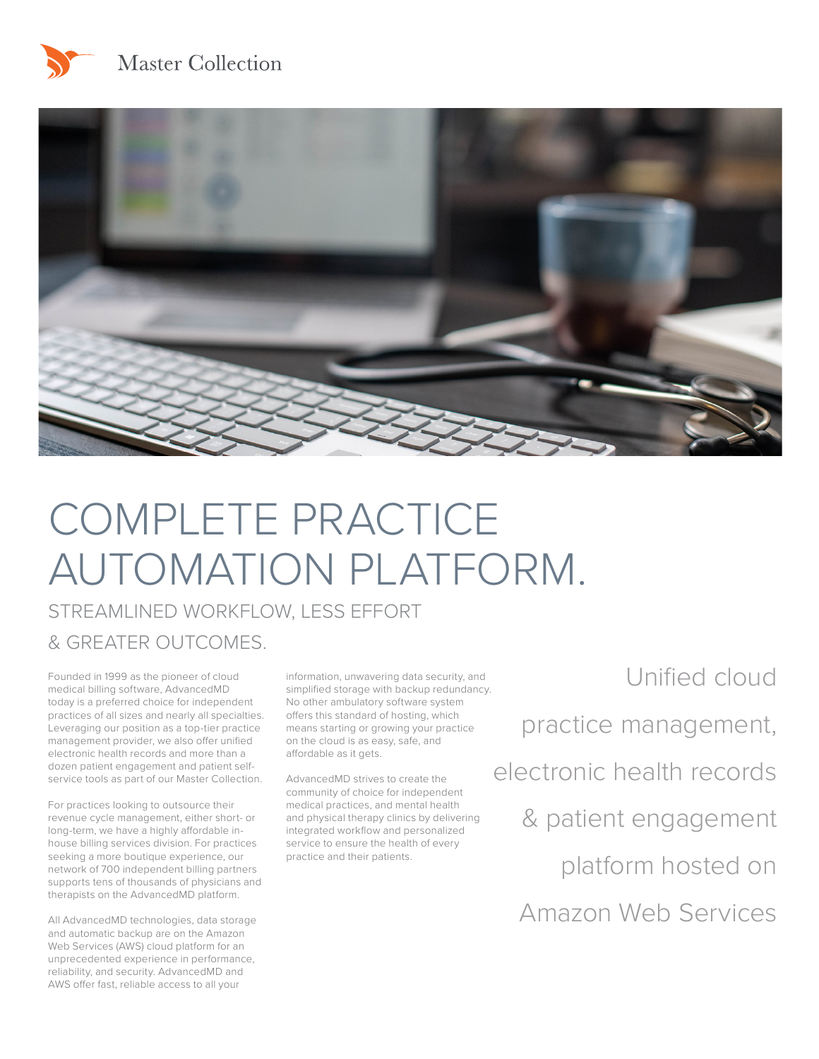Master Collection

# COMPLETE PRACTICE AUTOMATION PLATFORM.

## STREAMLINED WORKFLOW, LESS EFFORT & GREATER OUTCOMES.

Founded in 1999 as the pioneer of cloud medical billing software, AdvancedMD today is a preferred choice for independent practices of all sizes and nearly all specialties. Leveraging our position as a top-tier practice management provider, we also offer unified electronic health records and more than a dozen patient engagement and patient self-service tools as part of our Master Collection.

For practices looking to outsource their revenue cycle management, either short- or long-term, we have a highly affordable in-house billing services division. For practices seeking a more boutique experience, our network of 700 independent billing partners supports tens of thousands of physicians and therapists on the AdvancedMD platform.

All AdvancedMD technologies, data storage and automatic backup are on the Amazon Web Services (AWS) cloud platform for an unprecedented experience in performance, reliability, and security. AdvancedMD and AWS offer fast, reliable access to all your information, unwavering data security, and simplified storage with backup redundancy. No other ambulatory software system offers this standard of hosting, which means starting or growing your practice on the cloud is as easy, safe, and affordable as it gets.

AdvancedMD strives to create the community of choice for independent medical practices, and mental health and physical therapy clinics by delivering integrated workflow and personalized service to ensure the health of every practice and their patients.

Unified cloud practice management, electronic health records & patient engagement platform hosted on Amazon Web Services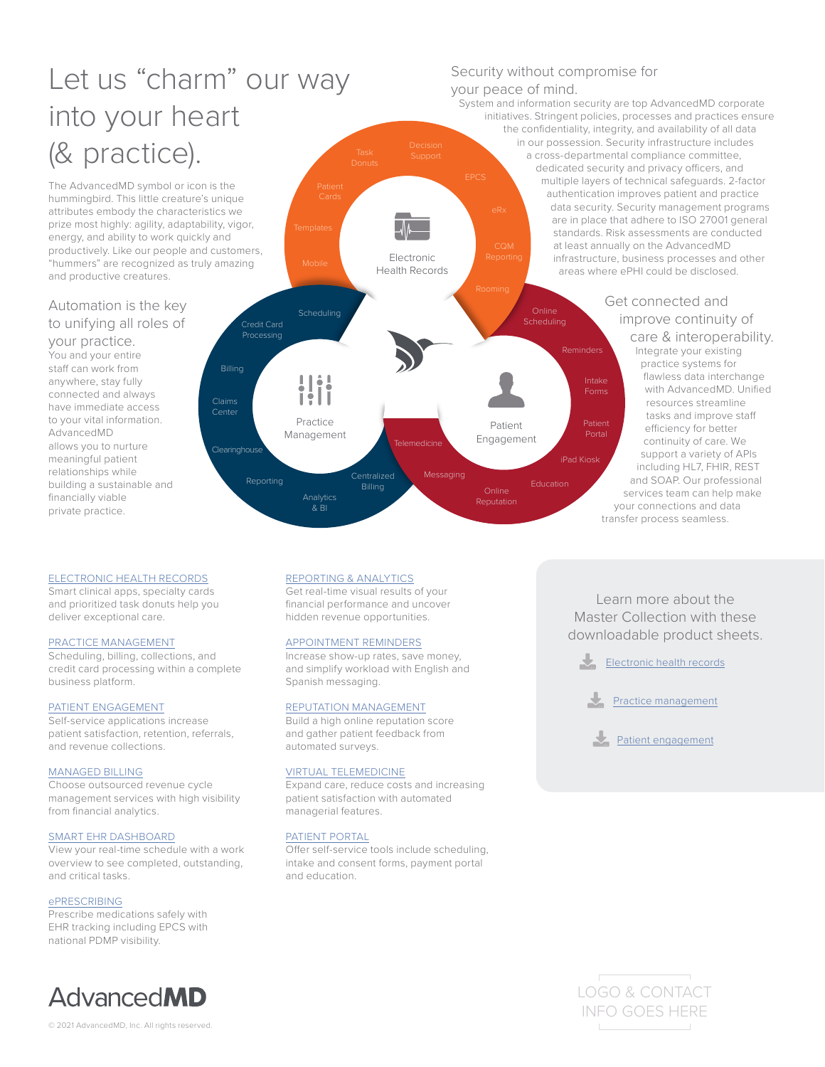# Let us “charm” our way into your heart (& practice).

The AdvancedMD symbol or icon is the hummingbird. This little creature’s unique attributes embody the characteristics we prize most highly: agility, adaptability, vigor, energy, and ability to work quickly and productively. Like our people and customers, “hummers” are recognized as truly amazing and productive creatures.

## Automation is the key to unifying all roles of your practice.

You and your entire staff can work from anywhere, stay fully connected and always have immediate access to your vital information. AdvancedMD allows you to nurture meaningful patient relationships while building a sustainable and financially viable private practice.

## Security without compromise for your peace of mind.

System and information security are top AdvancedMD corporate initiatives. Stringent policies, processes and practices ensure the confidentiality, integrity, and availability of all data in our possession. Security infrastructure includes a cross-departmental compliance committee, dedicated security and privacy officers, and multiple layers of technical safeguards. 2-factor authentication improves patient and practice data security. Security management programs are in place that adhere to ISO 27001 general standards. Risk assessments are conducted at least annually on the AdvancedMD infrastructure, business processes and other areas where ePHI could be disclosed.

## Get connected and improve continuity of care & interoperability.

Integrate your existing practice systems for flawless data interchange with AdvancedMD. Unified resources streamline tasks and improve staff efficiency for better continuity of care. We support a variety of APIs including HL7, FHIR, REST and SOAP. Our professional services team can help make your connections and data transfer process seamless.

Electronic Health Records
Task Donuts
Decision Support
Patient Cards
EPCS
eRx
Templates
CQM Reporting
Mobile
Rooming

Practice Management
Scheduling
Credit Card Processing
Billing
Claims Center
Clearinghouse
Reporting
Analytics & BI
Centralized Billing

Patient Engagement
Online Scheduling
Reminders
Intake Forms
Patient Portal
iPad Kiosk
Education
Online Reputation
Messaging
Telemedicine

ELECTRONIC HEALTH RECORDS
Smart clinical apps, specialty cards and prioritized task donuts help you deliver exceptional care.

PRACTICE MANAGEMENT
Scheduling, billing, collections, and credit card processing within a complete business platform.

PATIENT ENGAGEMENT
Self-service applications increase patient satisfaction, retention, referrals, and revenue collections.

MANAGED BILLING
Choose outsourced revenue cycle management services with high visibility from financial analytics.

SMART EHR DASHBOARD
View your real-time schedule with a work overview to see completed, outstanding, and critical tasks.

ePRESCRIBING
Prescribe medications safely with EHR tracking including EPCS with national PDMP visibility.

REPORTING & ANALYTICS
Get real-time visual results of your financial performance and uncover hidden revenue opportunities.

APPOINTMENT REMINDERS
Increase show-up rates, save money, and simplify workload with English and Spanish messaging.

REPUTATION MANAGEMENT
Build a high online reputation score and gather patient feedback from automated surveys.

VIRTUAL TELEMEDICINE
Expand care, reduce costs and increasing patient satisfaction with automated managerial features.

PATIENT PORTAL
Offer self-service tools include scheduling, intake and consent forms, payment portal and education.

Learn more about the Master Collection with these downloadable product sheets.

- Electronic health records
- Practice management
- Patient engagement

AdvancedMD

© 2021 AdvancedMD, Inc. All rights reserved.

LOGO & CONTACT INFO GOES HERE